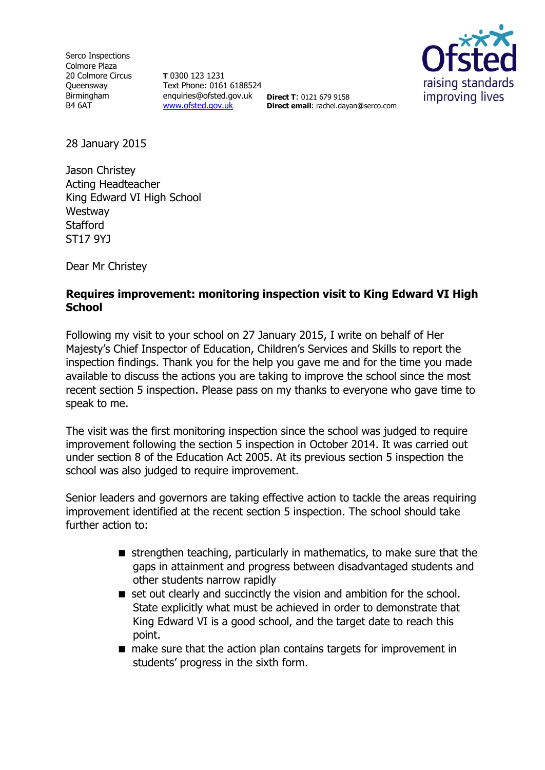Serco Inspections
Colmore Plaza
20 Colmore Circus
Queensway
Birmingham
B4 6AT

**T** 0300 123 1231
Text Phone: 0161 6188524
enquiries@ofsted.gov.uk
www.ofsted.gov.uk

**Direct T**: 0121 679 9158
**Direct email**: rachel.dayan@serco.com

Ofsted raising standards improving lives

28 January 2015

Jason Christey
Acting Headteacher
King Edward VI High School
Westway
Stafford
ST17 9YJ

Dear Mr Christey

**Requires improvement: monitoring inspection visit to King Edward VI High School**

Following my visit to your school on 27 January 2015, I write on behalf of Her Majesty's Chief Inspector of Education, Children's Services and Skills to report the inspection findings. Thank you for the help you gave me and for the time you made available to discuss the actions you are taking to improve the school since the most recent section 5 inspection. Please pass on my thanks to everyone who gave time to speak to me.

The visit was the first monitoring inspection since the school was judged to require improvement following the section 5 inspection in October 2014. It was carried out under section 8 of the Education Act 2005. At its previous section 5 inspection the school was also judged to require improvement.

Senior leaders and governors are taking effective action to tackle the areas requiring improvement identified at the recent section 5 inspection. The school should take further action to:

- strengthen teaching, particularly in mathematics, to make sure that the gaps in attainment and progress between disadvantaged students and other students narrow rapidly
- set out clearly and succinctly the vision and ambition for the school. State explicitly what must be achieved in order to demonstrate that King Edward VI is a good school, and the target date to reach this point.
- make sure that the action plan contains targets for improvement in students' progress in the sixth form.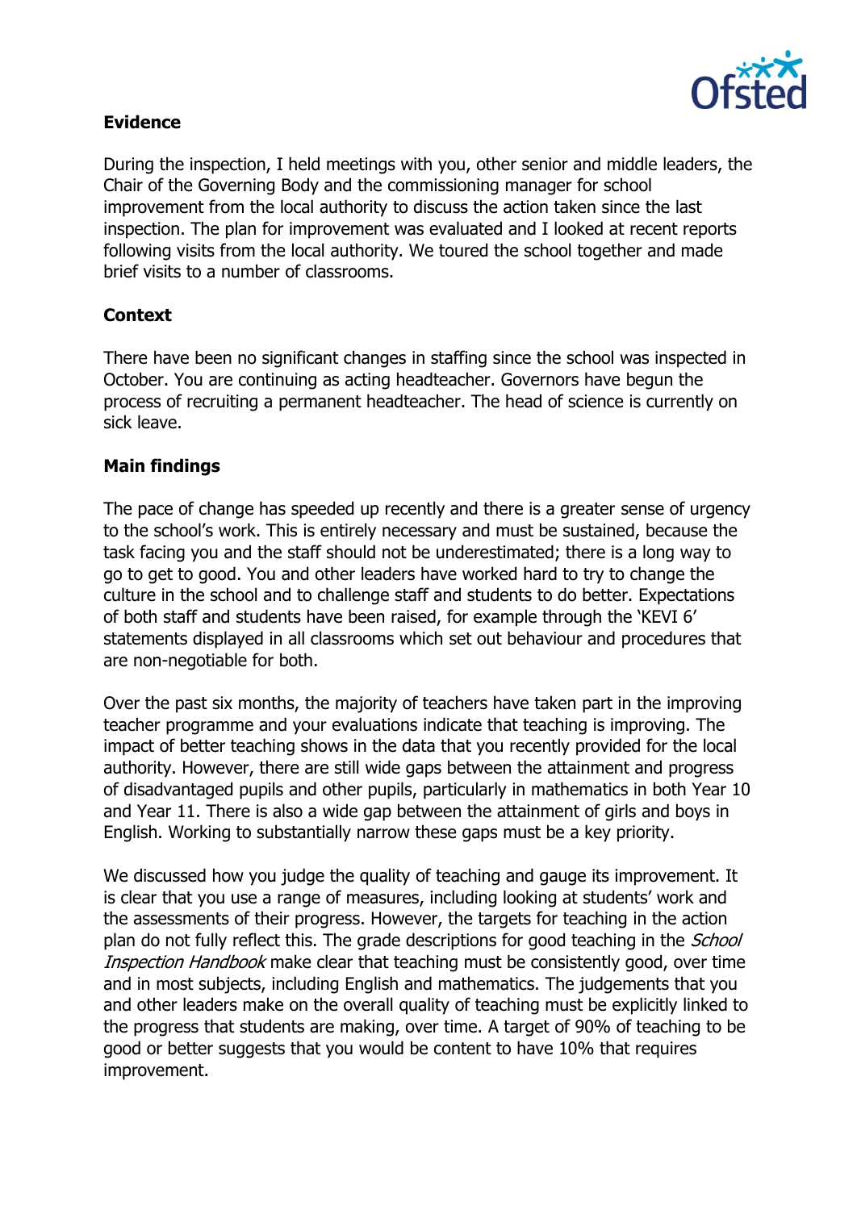## Evidence

During the inspection, I held meetings with you, other senior and middle leaders, the Chair of the Governing Body and the commissioning manager for school improvement from the local authority to discuss the action taken since the last inspection. The plan for improvement was evaluated and I looked at recent reports following visits from the local authority. We toured the school together and made brief visits to a number of classrooms.

## Context

There have been no significant changes in staffing since the school was inspected in October. You are continuing as acting headteacher. Governors have begun the process of recruiting a permanent headteacher. The head of science is currently on sick leave.

## Main findings

The pace of change has speeded up recently and there is a greater sense of urgency to the school's work. This is entirely necessary and must be sustained, because the task facing you and the staff should not be underestimated; there is a long way to go to get to good. You and other leaders have worked hard to try to change the culture in the school and to challenge staff and students to do better. Expectations of both staff and students have been raised, for example through the 'KEVI 6' statements displayed in all classrooms which set out behaviour and procedures that are non-negotiable for both.

Over the past six months, the majority of teachers have taken part in the improving teacher programme and your evaluations indicate that teaching is improving. The impact of better teaching shows in the data that you recently provided for the local authority. However, there are still wide gaps between the attainment and progress of disadvantaged pupils and other pupils, particularly in mathematics in both Year 10 and Year 11. There is also a wide gap between the attainment of girls and boys in English. Working to substantially narrow these gaps must be a key priority.

We discussed how you judge the quality of teaching and gauge its improvement. It is clear that you use a range of measures, including looking at students' work and the assessments of their progress. However, the targets for teaching in the action plan do not fully reflect this. The grade descriptions for good teaching in the *School Inspection Handbook* make clear that teaching must be consistently good, over time and in most subjects, including English and mathematics. The judgements that you and other leaders make on the overall quality of teaching must be explicitly linked to the progress that students are making, over time. A target of 90% of teaching to be good or better suggests that you would be content to have 10% that requires improvement.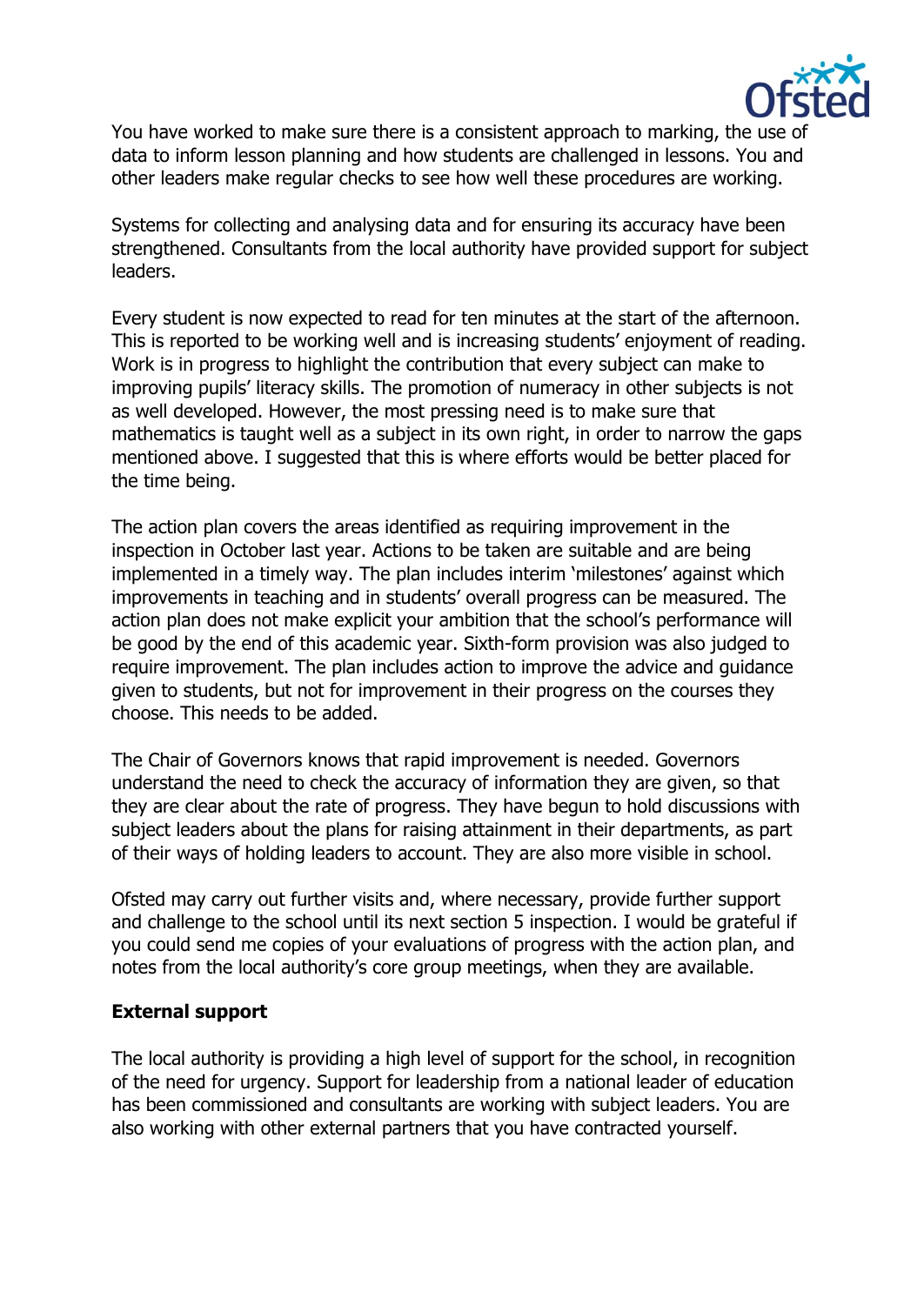You have worked to make sure there is a consistent approach to marking, the use of data to inform lesson planning and how students are challenged in lessons. You and other leaders make regular checks to see how well these procedures are working.

Systems for collecting and analysing data and for ensuring its accuracy have been strengthened. Consultants from the local authority have provided support for subject leaders.

Every student is now expected to read for ten minutes at the start of the afternoon. This is reported to be working well and is increasing students' enjoyment of reading. Work is in progress to highlight the contribution that every subject can make to improving pupils' literacy skills. The promotion of numeracy in other subjects is not as well developed. However, the most pressing need is to make sure that mathematics is taught well as a subject in its own right, in order to narrow the gaps mentioned above. I suggested that this is where efforts would be better placed for the time being.

The action plan covers the areas identified as requiring improvement in the inspection in October last year. Actions to be taken are suitable and are being implemented in a timely way. The plan includes interim 'milestones' against which improvements in teaching and in students' overall progress can be measured. The action plan does not make explicit your ambition that the school's performance will be good by the end of this academic year. Sixth-form provision was also judged to require improvement. The plan includes action to improve the advice and guidance given to students, but not for improvement in their progress on the courses they choose. This needs to be added.

The Chair of Governors knows that rapid improvement is needed. Governors understand the need to check the accuracy of information they are given, so that they are clear about the rate of progress. They have begun to hold discussions with subject leaders about the plans for raising attainment in their departments, as part of their ways of holding leaders to account. They are also more visible in school.

Ofsted may carry out further visits and, where necessary, provide further support and challenge to the school until its next section 5 inspection. I would be grateful if you could send me copies of your evaluations of progress with the action plan, and notes from the local authority's core group meetings, when they are available.

**External support**

The local authority is providing a high level of support for the school, in recognition of the need for urgency. Support for leadership from a national leader of education has been commissioned and consultants are working with subject leaders. You are also working with other external partners that you have contracted yourself.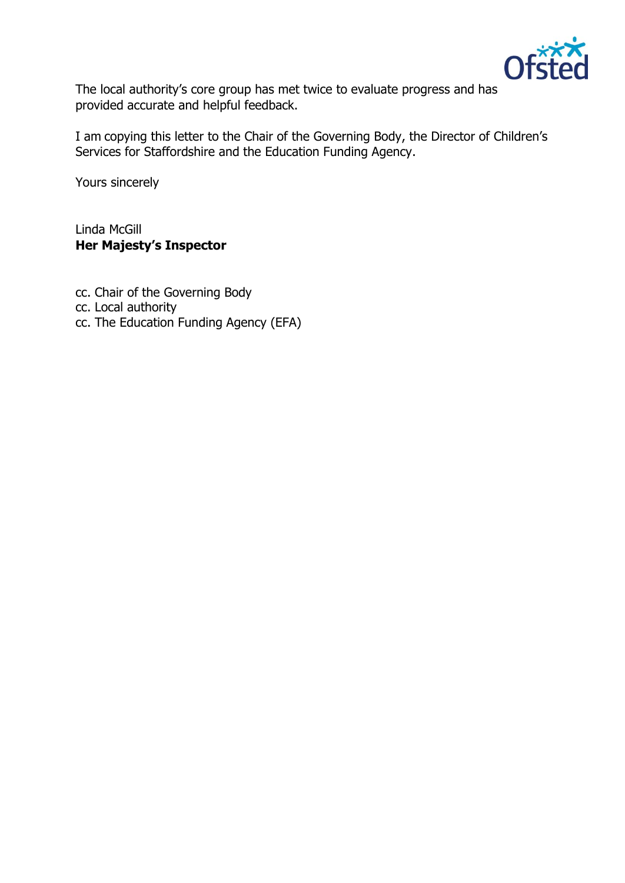The local authority's core group has met twice to evaluate progress and has provided accurate and helpful feedback.

I am copying this letter to the Chair of the Governing Body, the Director of Children's Services for Staffordshire and the Education Funding Agency.

Yours sincerely

Linda McGill
**Her Majesty's Inspector**

cc. Chair of the Governing Body
cc. Local authority
cc. The Education Funding Agency (EFA)